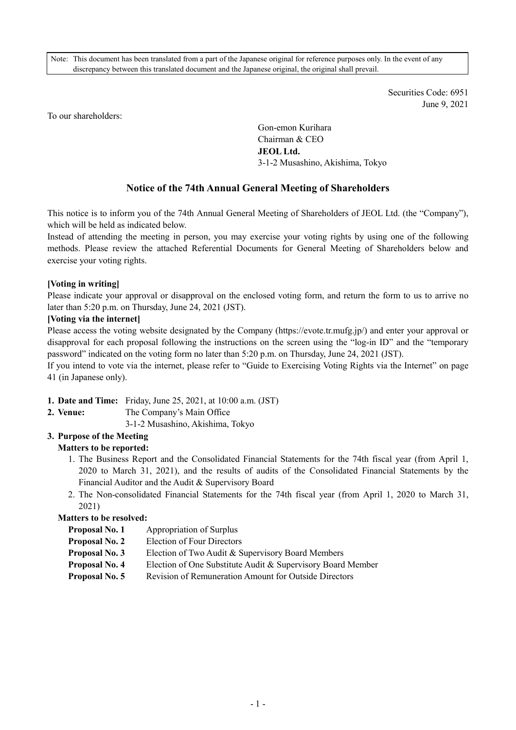Note: This document has been translated from a part of the Japanese original for reference purposes only. In the event of any discrepancy between this translated document and the Japanese original, the original shall prevail.

Securities Code: 6951
June 9, 2021

To our shareholders:

Gon-emon Kurihara
Chairman & CEO
**JEOL Ltd.**
3-1-2 Musashino, Akishima, Tokyo

# Notice of the 74th Annual General Meeting of Shareholders

This notice is to inform you of the 74th Annual General Meeting of Shareholders of JEOL Ltd. (the "Company"), which will be held as indicated below.

Instead of attending the meeting in person, you may exercise your voting rights by using one of the following methods. Please review the attached Referential Documents for General Meeting of Shareholders below and exercise your voting rights.

**[Voting in writing]**

Please indicate your approval or disapproval on the enclosed voting form, and return the form to us to arrive no later than 5:20 p.m. on Thursday, June 24, 2021 (JST).

**[Voting via the internet]**

Please access the voting website designated by the Company (https://evote.tr.mufg.jp/) and enter your approval or disapproval for each proposal following the instructions on the screen using the "log-in ID" and the "temporary password" indicated on the voting form no later than 5:20 p.m. on Thursday, June 24, 2021 (JST).

If you intend to vote via the internet, please refer to "Guide to Exercising Voting Rights via the Internet" on page 41 (in Japanese only).

1. **Date and Time:** Friday, June 25, 2021, at 10:00 a.m. (JST)
2. **Venue:** The Company's Main Office
   3-1-2 Musashino, Akishima, Tokyo
3. **Purpose of the Meeting**

   **Matters to be reported:**

   1. The Business Report and the Consolidated Financial Statements for the 74th fiscal year (from April 1, 2020 to March 31, 2021), and the results of audits of the Consolidated Financial Statements by the Financial Auditor and the Audit & Supervisory Board
   2. The Non-consolidated Financial Statements for the 74th fiscal year (from April 1, 2020 to March 31, 2021)

   **Matters to be resolved:**

   **Proposal No. 1** Appropriation of Surplus
   **Proposal No. 2** Election of Four Directors
   **Proposal No. 3** Election of Two Audit & Supervisory Board Members
   **Proposal No. 4** Election of One Substitute Audit & Supervisory Board Member
   **Proposal No. 5** Revision of Remuneration Amount for Outside Directors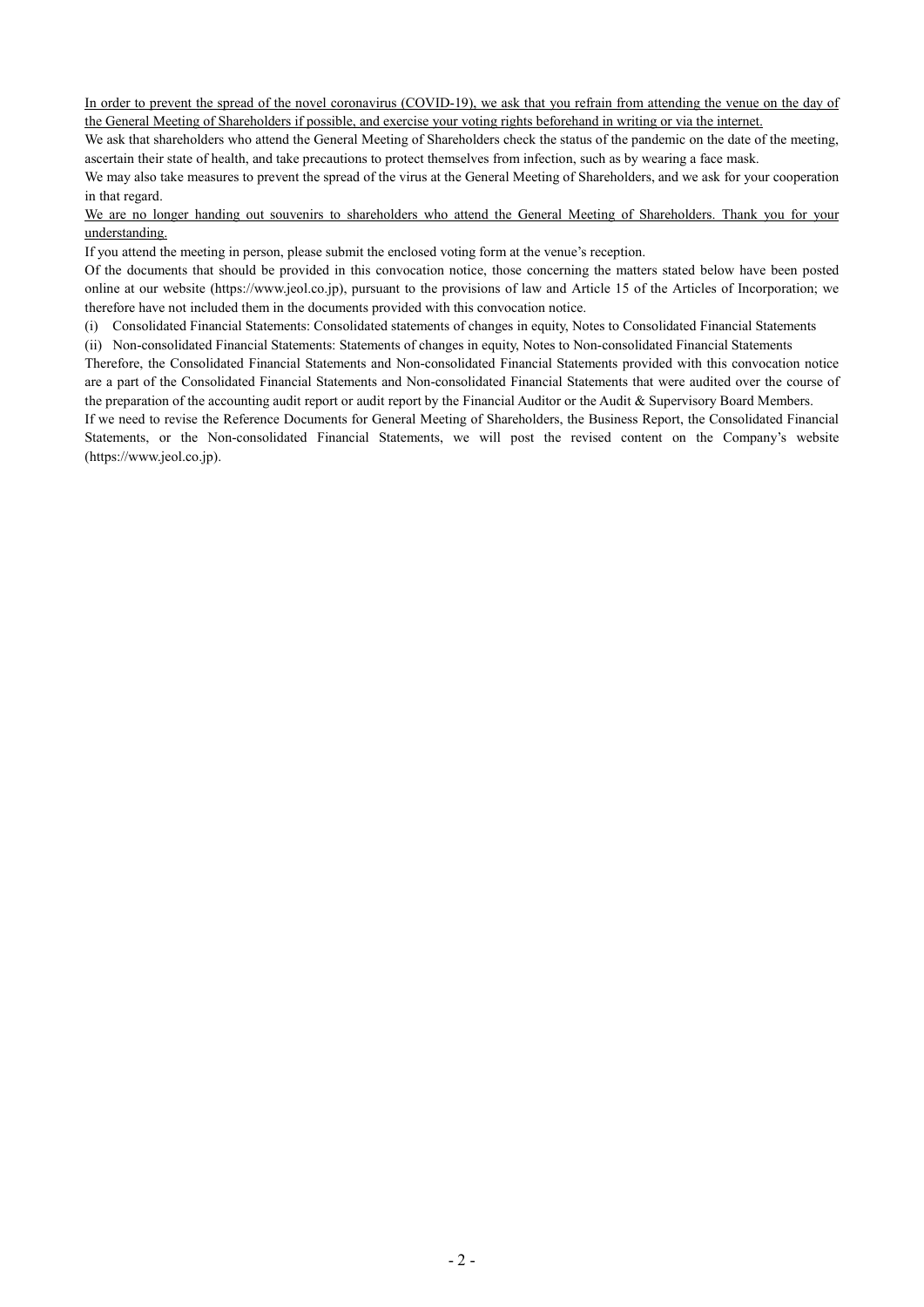<u>In order to prevent the spread of the novel coronavirus (COVID-19), we ask that you refrain from attending the venue on the day of the General Meeting of Shareholders if possible, and exercise your voting rights beforehand in writing or via the internet.</u>

We ask that shareholders who attend the General Meeting of Shareholders check the status of the pandemic on the date of the meeting, ascertain their state of health, and take precautions to protect themselves from infection, such as by wearing a face mask.

We may also take measures to prevent the spread of the virus at the General Meeting of Shareholders, and we ask for your cooperation in that regard.

<u>We are no longer handing out souvenirs to shareholders who attend the General Meeting of Shareholders. Thank you for your understanding.</u>

If you attend the meeting in person, please submit the enclosed voting form at the venue's reception.

Of the documents that should be provided in this convocation notice, those concerning the matters stated below have been posted online at our website (https://www.jeol.co.jp), pursuant to the provisions of law and Article 15 of the Articles of Incorporation; we therefore have not included them in the documents provided with this convocation notice.

(i) Consolidated Financial Statements: Consolidated statements of changes in equity, Notes to Consolidated Financial Statements

(ii) Non-consolidated Financial Statements: Statements of changes in equity, Notes to Non-consolidated Financial Statements

Therefore, the Consolidated Financial Statements and Non-consolidated Financial Statements provided with this convocation notice are a part of the Consolidated Financial Statements and Non-consolidated Financial Statements that were audited over the course of the preparation of the accounting audit report or audit report by the Financial Auditor or the Audit & Supervisory Board Members.

If we need to revise the Reference Documents for General Meeting of Shareholders, the Business Report, the Consolidated Financial Statements, or the Non-consolidated Financial Statements, we will post the revised content on the Company's website (https://www.jeol.co.jp).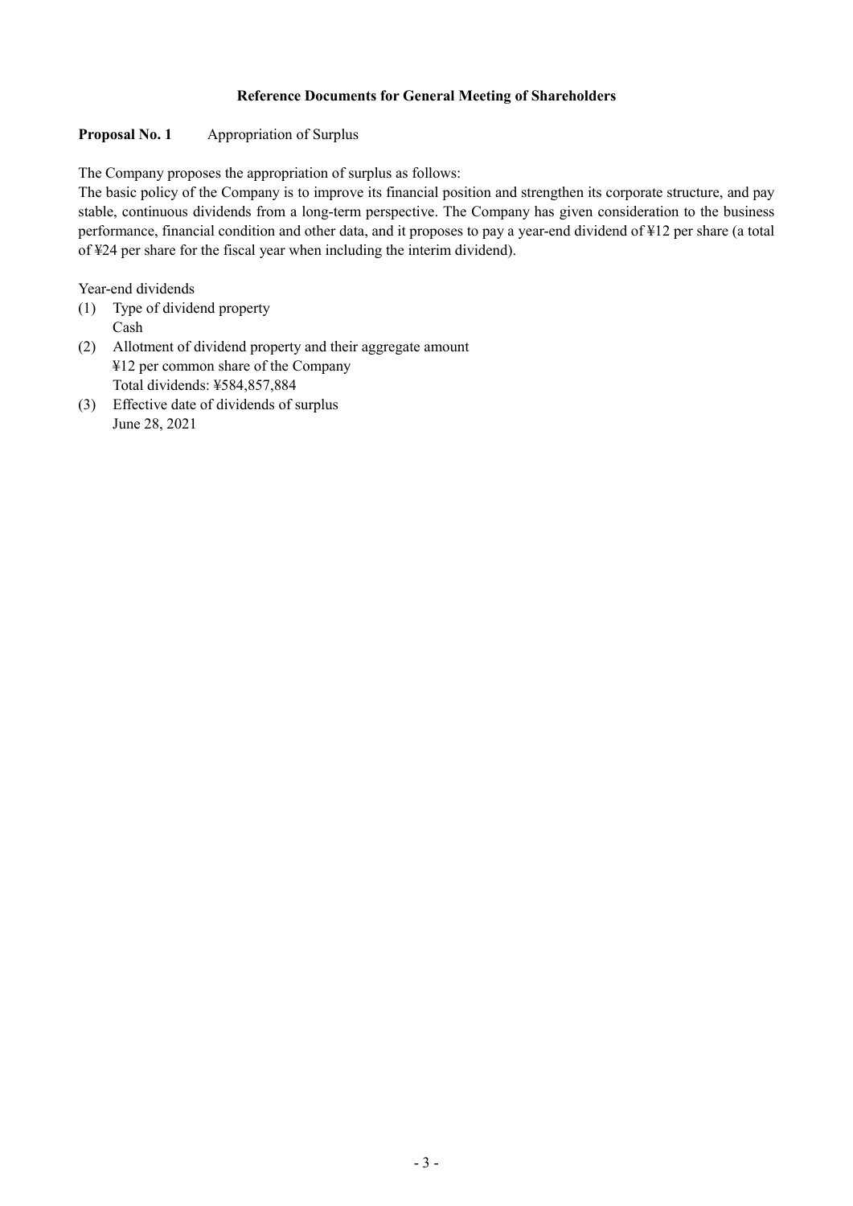## Reference Documents for General Meeting of Shareholders

**Proposal No. 1** Appropriation of Surplus

The Company proposes the appropriation of surplus as follows:

The basic policy of the Company is to improve its financial position and strengthen its corporate structure, and pay stable, continuous dividends from a long-term perspective. The Company has given consideration to the business performance, financial condition and other data, and it proposes to pay a year-end dividend of ¥12 per share (a total of ¥24 per share for the fiscal year when including the interim dividend).

Year-end dividends

(1) Type of dividend property
 Cash
(2) Allotment of dividend property and their aggregate amount
 ¥12 per common share of the Company
 Total dividends: ¥584,857,884
(3) Effective date of dividends of surplus
 June 28, 2021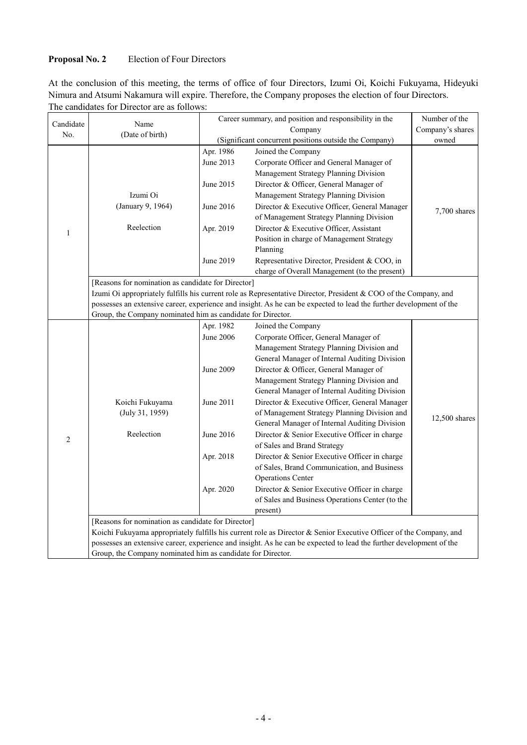**Proposal No. 2** Election of Four Directors

At the conclusion of this meeting, the terms of office of four Directors, Izumi Oi, Koichi Fukuyama, Hideyuki Nimura and Atsumi Nakamura will expire. Therefore, the Company proposes the election of four Directors.
The candidates for Director are as follows:

| Candidate No. | Name (Date of birth) | Career summary, and position and responsibility in the Company (Significant concurrent positions outside the Company) | | Number of the Company's shares owned |
|---|---|---|---|---|
| 1 | Izumi Oi (January 9, 1964) Reelection | Apr. 1986 | Joined the Company | 7,700 shares |
| | | June 2013 | Corporate Officer and General Manager of Management Strategy Planning Division | |
| | | June 2015 | Director & Officer, General Manager of Management Strategy Planning Division | |
| | | June 2016 | Director & Executive Officer, General Manager of Management Strategy Planning Division | |
| | | Apr. 2019 | Director & Executive Officer, Assistant Position in charge of Management Strategy Planning | |
| | | June 2019 | Representative Director, President & COO, in charge of Overall Management (to the present) | |
| | [Reasons for nomination as candidate for Director] Izumi Oi appropriately fulfills his current role as Representative Director, President & COO of the Company, and possesses an extensive career, experience and insight. As he can be expected to lead the further development of the Group, the Company nominated him as candidate for Director. | | | |
| 2 | Koichi Fukuyama (July 31, 1959) Reelection | Apr. 1982 | Joined the Company | 12,500 shares |
| | | June 2006 | Corporate Officer, General Manager of Management Strategy Planning Division and General Manager of Internal Auditing Division | |
| | | June 2009 | Director & Officer, General Manager of Management Strategy Planning Division and General Manager of Internal Auditing Division | |
| | | June 2011 | Director & Executive Officer, General Manager of Management Strategy Planning Division and General Manager of Internal Auditing Division | |
| | | June 2016 | Director & Senior Executive Officer in charge of Sales and Brand Strategy | |
| | | Apr. 2018 | Director & Senior Executive Officer in charge of Sales, Brand Communication, and Business Operations Center | |
| | | Apr. 2020 | Director & Senior Executive Officer in charge of Sales and Business Operations Center (to the present) | |
| | [Reasons for nomination as candidate for Director] Koichi Fukuyama appropriately fulfills his current role as Director & Senior Executive Officer of the Company, and possesses an extensive career, experience and insight. As he can be expected to lead the further development of the Group, the Company nominated him as candidate for Director. | | | |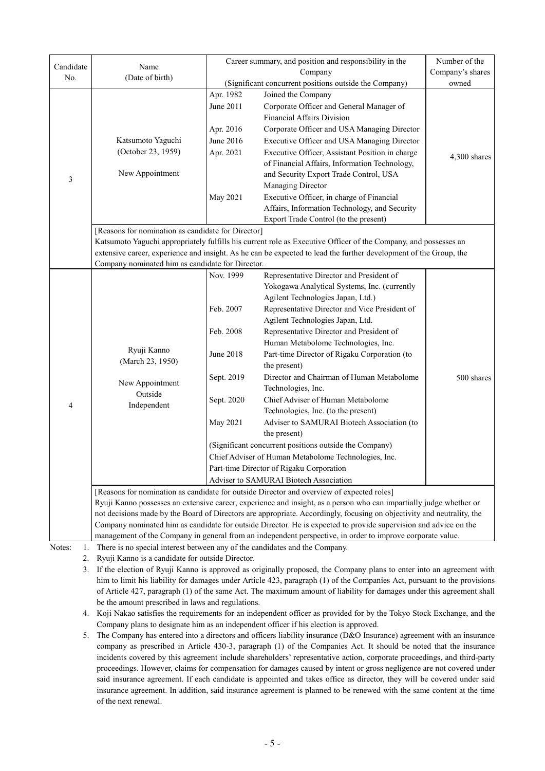| Candidate No. | Name (Date of birth) | Career summary, and position and responsibility in the Company (Significant concurrent positions outside the Company) | | Number of the Company's shares owned |
|---|---|---|---|---|
| 3 | Katsumoto Yaguchi (October 23, 1959) New Appointment | Apr. 1982 | Joined the Company | 4,300 shares |
| | | June 2011 | Corporate Officer and General Manager of Financial Affairs Division | |
| | | Apr. 2016 | Corporate Officer and USA Managing Director | |
| | | June 2016 | Executive Officer and USA Managing Director | |
| | | Apr. 2021 | Executive Officer, Assistant Position in charge of Financial Affairs, Information Technology, and Security Export Trade Control, USA Managing Director | |
| | | May 2021 | Executive Officer, in charge of Financial Affairs, Information Technology, and Security Export Trade Control (to the present) | |
| | [Reasons for nomination as candidate for Director] Katsumoto Yaguchi appropriately fulfills his current role as Executive Officer of the Company, and possesses an extensive career, experience and insight. As he can be expected to lead the further development of the Group, the Company nominated him as candidate for Director. | | | |
| 4 | Ryuji Kanno (March 23, 1950) New Appointment Outside Independent | Nov. 1999 | Representative Director and President of Yokogawa Analytical Systems, Inc. (currently Agilent Technologies Japan, Ltd.) | 500 shares |
| | | Feb. 2007 | Representative Director and Vice President of Agilent Technologies Japan, Ltd. | |
| | | Feb. 2008 | Representative Director and President of Human Metabolome Technologies, Inc. | |
| | | June 2018 | Part-time Director of Rigaku Corporation (to the present) | |
| | | Sept. 2019 | Director and Chairman of Human Metabolome Technologies, Inc. | |
| | | Sept. 2020 | Chief Adviser of Human Metabolome Technologies, Inc. (to the present) | |
| | | May 2021 | Adviser to SAMURAI Biotech Association (to the present) | |
| | | (Significant concurrent positions outside the Company) Chief Adviser of Human Metabolome Technologies, Inc. Part-time Director of Rigaku Corporation Adviser to SAMURAI Biotech Association | | |
| | [Reasons for nomination as candidate for outside Director and overview of expected roles] Ryuji Kanno possesses an extensive career, experience and insight, as a person who can impartially judge whether or not decisions made by the Board of Directors are appropriate. Accordingly, focusing on objectivity and neutrality, the Company nominated him as candidate for outside Director. He is expected to provide supervision and advice on the management of the Company in general from an independent perspective, in order to improve corporate value. | | | |

Notes:
1. There is no special interest between any of the candidates and the Company.
2. Ryuji Kanno is a candidate for outside Director.
3. If the election of Ryuji Kanno is approved as originally proposed, the Company plans to enter into an agreement with him to limit his liability for damages under Article 423, paragraph (1) of the Companies Act, pursuant to the provisions of Article 427, paragraph (1) of the same Act. The maximum amount of liability for damages under this agreement shall be the amount prescribed in laws and regulations.
4. Koji Nakao satisfies the requirements for an independent officer as provided for by the Tokyo Stock Exchange, and the Company plans to designate him as an independent officer if his election is approved.
5. The Company has entered into a directors and officers liability insurance (D&O Insurance) agreement with an insurance company as prescribed in Article 430-3, paragraph (1) of the Companies Act. It should be noted that the insurance incidents covered by this agreement include shareholders' representative action, corporate proceedings, and third-party proceedings. However, claims for compensation for damages caused by intent or gross negligence are not covered under said insurance agreement. If each candidate is appointed and takes office as director, they will be covered under said insurance agreement. In addition, said insurance agreement is planned to be renewed with the same content at the time of the next renewal.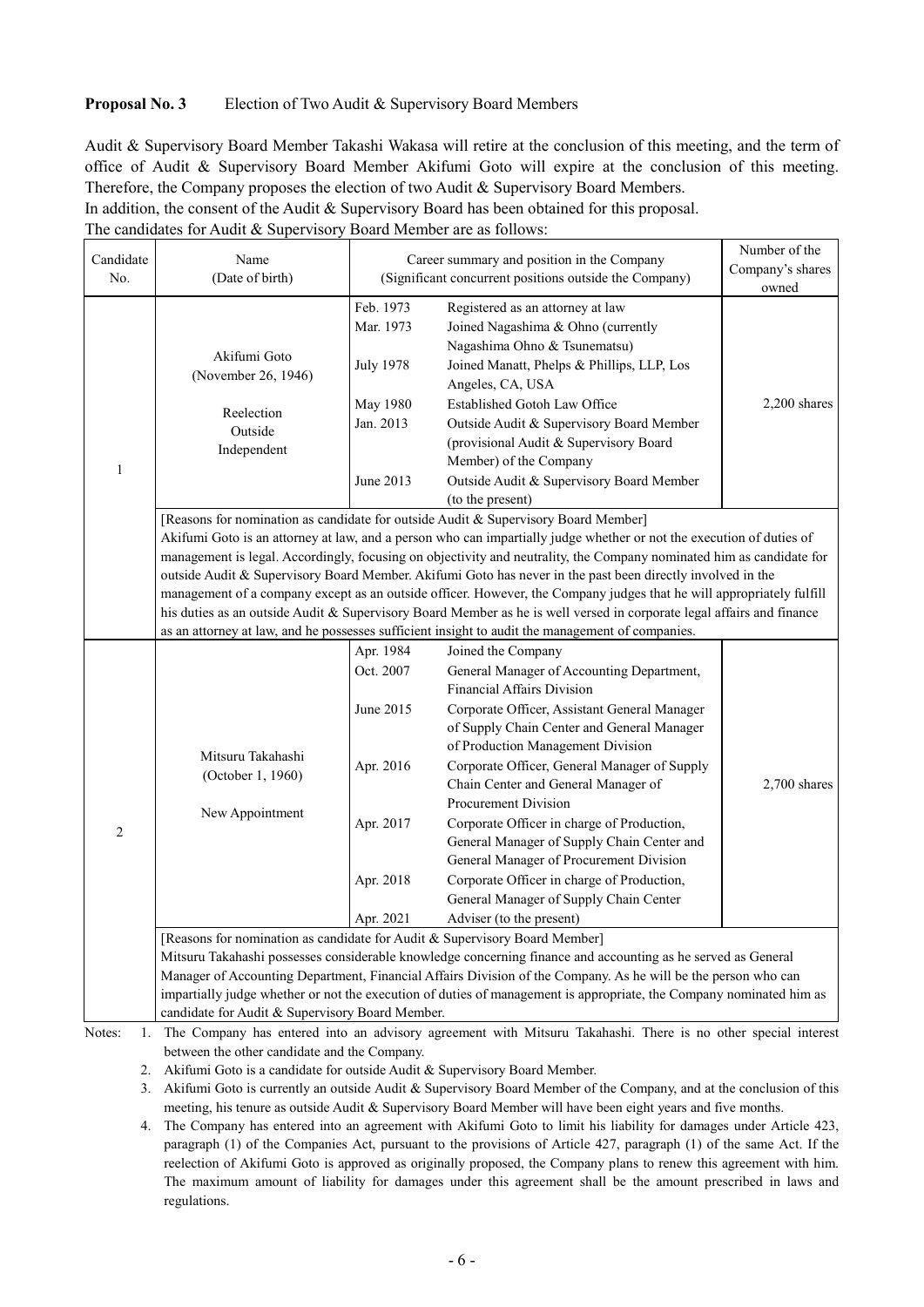**Proposal No. 3** Election of Two Audit & Supervisory Board Members

Audit & Supervisory Board Member Takashi Wakasa will retire at the conclusion of this meeting, and the term of office of Audit & Supervisory Board Member Akifumi Goto will expire at the conclusion of this meeting. Therefore, the Company proposes the election of two Audit & Supervisory Board Members.
In addition, the consent of the Audit & Supervisory Board has been obtained for this proposal.
The candidates for Audit & Supervisory Board Member are as follows:

| Candidate No. | Name (Date of birth) | Career summary and position in the Company (Significant concurrent positions outside the Company) | | Number of the Company's shares owned |
|---|---|---|---|---|
| 1 | Akifumi Goto (November 26, 1946)<br><br>Reelection<br>Outside<br>Independent | Feb. 1973<br>Mar. 1973<br><br>July 1978<br><br>May 1980<br>Jan. 2013<br><br><br>June 2013 | Registered as an attorney at law<br>Joined Nagashima & Ohno (currently Nagashima Ohno & Tsunematsu)<br>Joined Manatt, Phelps & Phillips, LLP, Los Angeles, CA, USA<br>Established Gotoh Law Office<br>Outside Audit & Supervisory Board Member (provisional Audit & Supervisory Board Member) of the Company<br>Outside Audit & Supervisory Board Member (to the present) | 2,200 shares |
| | [Reasons for nomination as candidate for outside Audit & Supervisory Board Member]<br>Akifumi Goto is an attorney at law, and a person who can impartially judge whether or not the execution of duties of management is legal. Accordingly, focusing on objectivity and neutrality, the Company nominated him as candidate for outside Audit & Supervisory Board Member. Akifumi Goto has never in the past been directly involved in the management of a company except as an outside officer. However, the Company judges that he will appropriately fulfill his duties as an outside Audit & Supervisory Board Member as he is well versed in corporate legal affairs and finance as an attorney at law, and he possesses sufficient insight to audit the management of companies. | | | |
| 2 | Mitsuru Takahashi (October 1, 1960)<br><br>New Appointment | Apr. 1984<br>Oct. 2007<br><br>June 2015<br><br><br>Apr. 2016<br><br><br>Apr. 2017<br><br><br>Apr. 2018<br><br>Apr. 2021 | Joined the Company<br>General Manager of Accounting Department, Financial Affairs Division<br>Corporate Officer, Assistant General Manager of Supply Chain Center and General Manager of Production Management Division<br>Corporate Officer, General Manager of Supply Chain Center and General Manager of Procurement Division<br>Corporate Officer in charge of Production, General Manager of Supply Chain Center and General Manager of Procurement Division<br>Corporate Officer in charge of Production, General Manager of Supply Chain Center<br>Adviser (to the present) | 2,700 shares |
| | [Reasons for nomination as candidate for Audit & Supervisory Board Member]<br>Mitsuru Takahashi possesses considerable knowledge concerning finance and accounting as he served as General Manager of Accounting Department, Financial Affairs Division of the Company. As he will be the person who can impartially judge whether or not the execution of duties of management is appropriate, the Company nominated him as candidate for Audit & Supervisory Board Member. | | | |

Notes:
1. The Company has entered into an advisory agreement with Mitsuru Takahashi. There is no other special interest between the other candidate and the Company.
2. Akifumi Goto is a candidate for outside Audit & Supervisory Board Member.
3. Akifumi Goto is currently an outside Audit & Supervisory Board Member of the Company, and at the conclusion of this meeting, his tenure as outside Audit & Supervisory Board Member will have been eight years and five months.
4. The Company has entered into an agreement with Akifumi Goto to limit his liability for damages under Article 423, paragraph (1) of the Companies Act, pursuant to the provisions of Article 427, paragraph (1) of the same Act. If the reelection of Akifumi Goto is approved as originally proposed, the Company plans to renew this agreement with him. The maximum amount of liability for damages under this agreement shall be the amount prescribed in laws and regulations.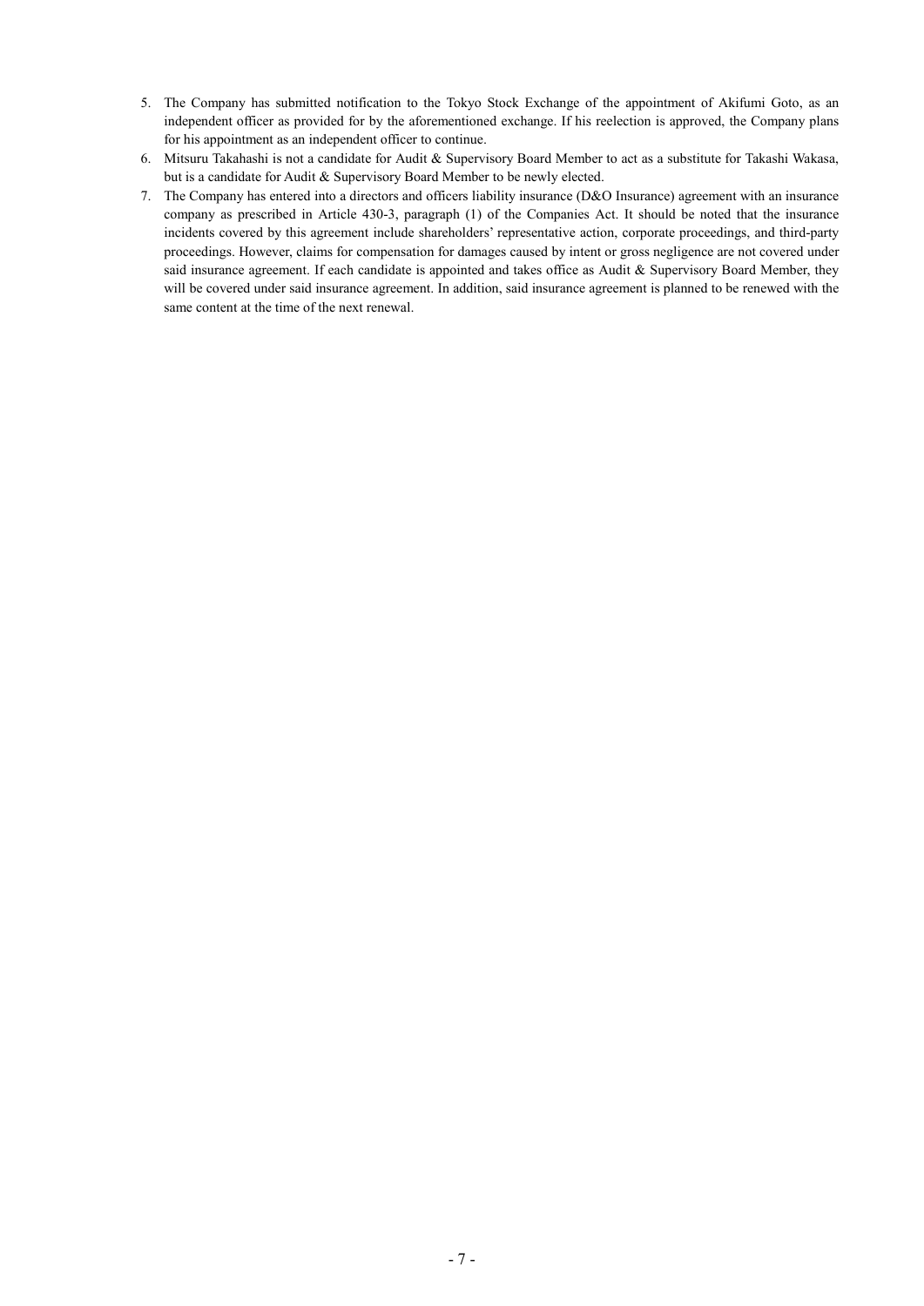5. The Company has submitted notification to the Tokyo Stock Exchange of the appointment of Akifumi Goto, as an independent officer as provided for by the aforementioned exchange. If his reelection is approved, the Company plans for his appointment as an independent officer to continue.
6. Mitsuru Takahashi is not a candidate for Audit & Supervisory Board Member to act as a substitute for Takashi Wakasa, but is a candidate for Audit & Supervisory Board Member to be newly elected.
7. The Company has entered into a directors and officers liability insurance (D&O Insurance) agreement with an insurance company as prescribed in Article 430-3, paragraph (1) of the Companies Act. It should be noted that the insurance incidents covered by this agreement include shareholders' representative action, corporate proceedings, and third-party proceedings. However, claims for compensation for damages caused by intent or gross negligence are not covered under said insurance agreement. If each candidate is appointed and takes office as Audit & Supervisory Board Member, they will be covered under said insurance agreement. In addition, said insurance agreement is planned to be renewed with the same content at the time of the next renewal.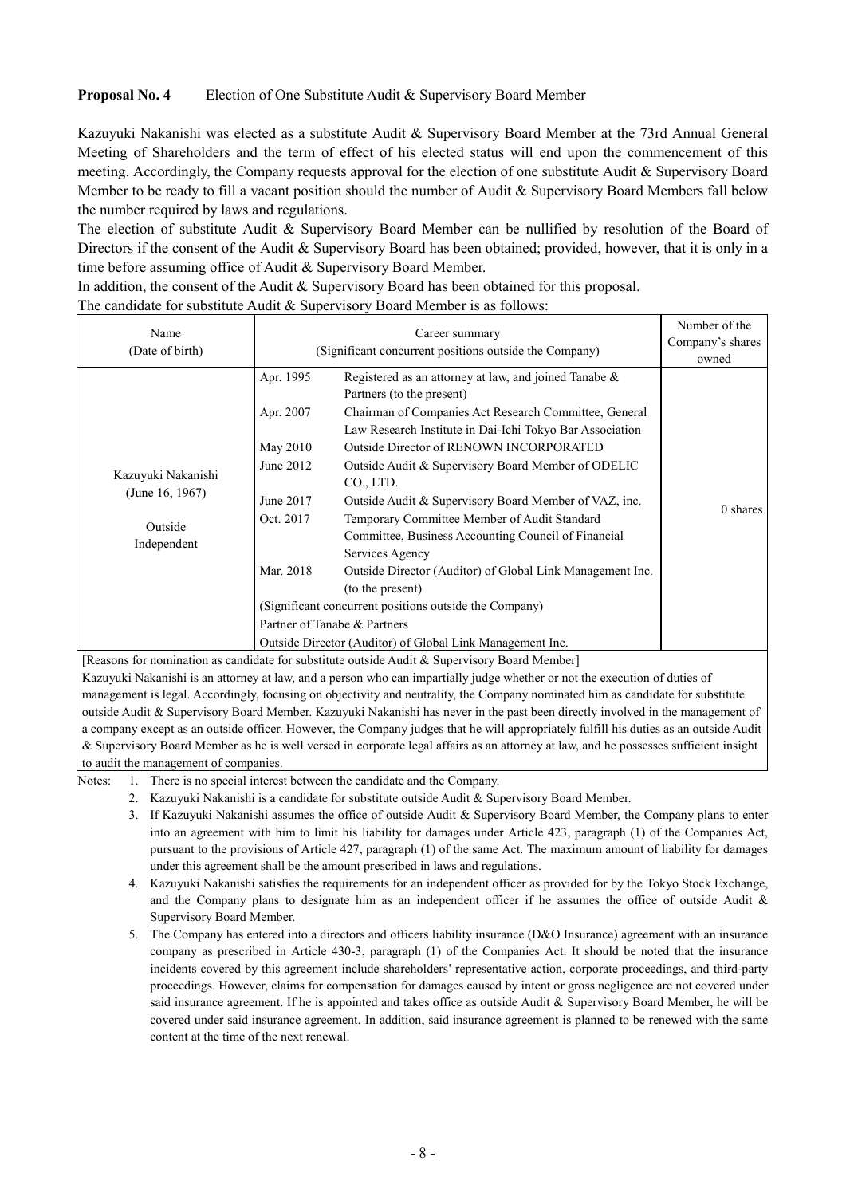**Proposal No. 4** Election of One Substitute Audit & Supervisory Board Member

Kazuyuki Nakanishi was elected as a substitute Audit & Supervisory Board Member at the 73rd Annual General Meeting of Shareholders and the term of effect of his elected status will end upon the commencement of this meeting. Accordingly, the Company requests approval for the election of one substitute Audit & Supervisory Board Member to be ready to fill a vacant position should the number of Audit & Supervisory Board Members fall below the number required by laws and regulations.

The election of substitute Audit & Supervisory Board Member can be nullified by resolution of the Board of Directors if the consent of the Audit & Supervisory Board has been obtained; provided, however, that it is only in a time before assuming office of Audit & Supervisory Board Member.

In addition, the consent of the Audit & Supervisory Board has been obtained for this proposal.

The candidate for substitute Audit & Supervisory Board Member is as follows:

| Name (Date of birth) | Career summary (Significant concurrent positions outside the Company) | | Number of the Company's shares owned |
|---|---|---|---|
| Kazuyuki Nakanishi (June 16, 1967) Outside Independent | Apr. 1995 | Registered as an attorney at law, and joined Tanabe & Partners (to the present) | 0 shares |
| | Apr. 2007 | Chairman of Companies Act Research Committee, General Law Research Institute in Dai-Ichi Tokyo Bar Association | |
| | May 2010 | Outside Director of RENOWN INCORPORATED | |
| | June 2012 | Outside Audit & Supervisory Board Member of ODELIC CO., LTD. | |
| | June 2017 | Outside Audit & Supervisory Board Member of VAZ, inc. | |
| | Oct. 2017 | Temporary Committee Member of Audit Standard Committee, Business Accounting Council of Financial Services Agency | |
| | Mar. 2018 | Outside Director (Auditor) of Global Link Management Inc. (to the present) | |
| | (Significant concurrent positions outside the Company) Partner of Tanabe & Partners Outside Director (Auditor) of Global Link Management Inc. | | |

[Reasons for nomination as candidate for substitute outside Audit & Supervisory Board Member]
Kazuyuki Nakanishi is an attorney at law, and a person who can impartially judge whether or not the execution of duties of management is legal. Accordingly, focusing on objectivity and neutrality, the Company nominated him as candidate for substitute outside Audit & Supervisory Board Member. Kazuyuki Nakanishi has never in the past been directly involved in the management of a company except as an outside officer. However, the Company judges that he will appropriately fulfill his duties as an outside Audit & Supervisory Board Member as he is well versed in corporate legal affairs as an attorney at law, and he possesses sufficient insight to audit the management of companies.

Notes:
1. There is no special interest between the candidate and the Company.
2. Kazuyuki Nakanishi is a candidate for substitute outside Audit & Supervisory Board Member.
3. If Kazuyuki Nakanishi assumes the office of outside Audit & Supervisory Board Member, the Company plans to enter into an agreement with him to limit his liability for damages under Article 423, paragraph (1) of the Companies Act, pursuant to the provisions of Article 427, paragraph (1) of the same Act. The maximum amount of liability for damages under this agreement shall be the amount prescribed in laws and regulations.
4. Kazuyuki Nakanishi satisfies the requirements for an independent officer as provided for by the Tokyo Stock Exchange, and the Company plans to designate him as an independent officer if he assumes the office of outside Audit & Supervisory Board Member.
5. The Company has entered into a directors and officers liability insurance (D&O Insurance) agreement with an insurance company as prescribed in Article 430-3, paragraph (1) of the Companies Act. It should be noted that the insurance incidents covered by this agreement include shareholders' representative action, corporate proceedings, and third-party proceedings. However, claims for compensation for damages caused by intent or gross negligence are not covered under said insurance agreement. If he is appointed and takes office as outside Audit & Supervisory Board Member, he will be covered under said insurance agreement. In addition, said insurance agreement is planned to be renewed with the same content at the time of the next renewal.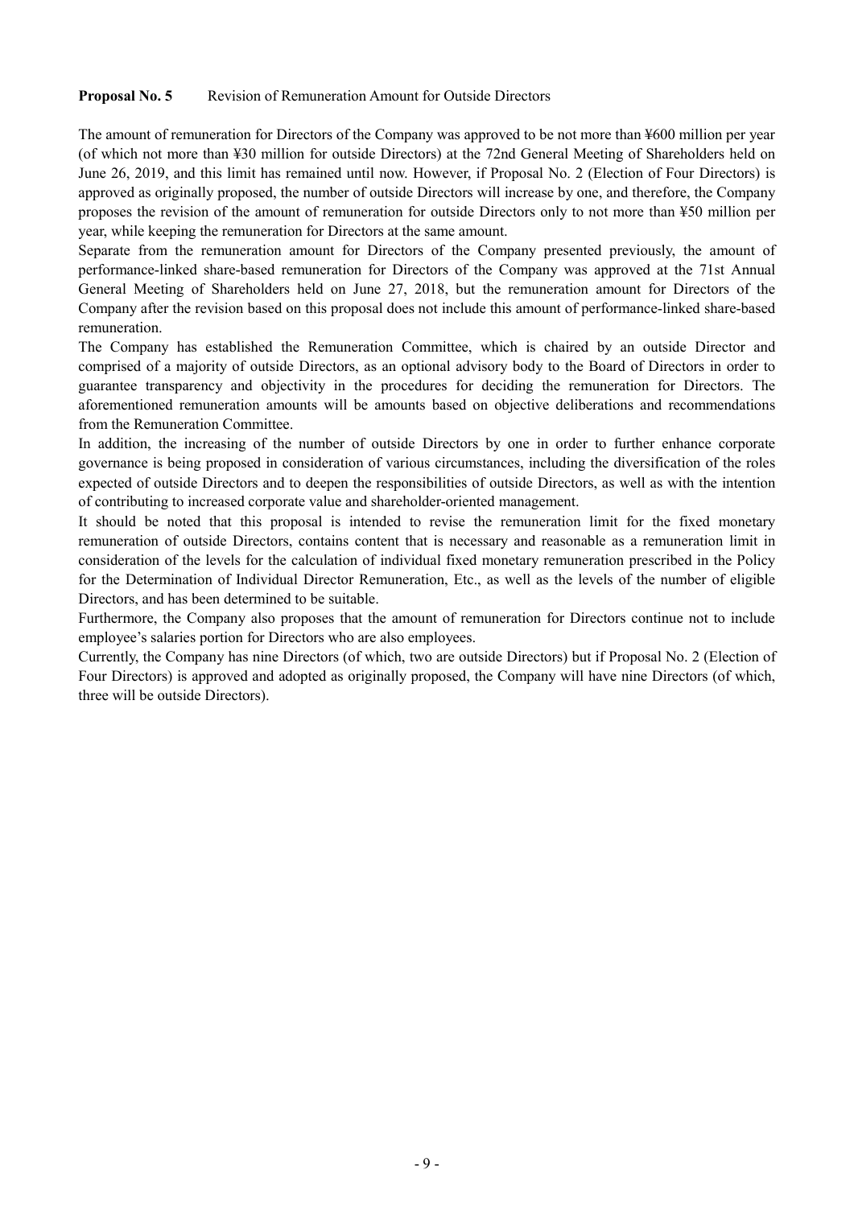**Proposal No. 5** Revision of Remuneration Amount for Outside Directors

The amount of remuneration for Directors of the Company was approved to be not more than ¥600 million per year (of which not more than ¥30 million for outside Directors) at the 72nd General Meeting of Shareholders held on June 26, 2019, and this limit has remained until now. However, if Proposal No. 2 (Election of Four Directors) is approved as originally proposed, the number of outside Directors will increase by one, and therefore, the Company proposes the revision of the amount of remuneration for outside Directors only to not more than ¥50 million per year, while keeping the remuneration for Directors at the same amount.

Separate from the remuneration amount for Directors of the Company presented previously, the amount of performance-linked share-based remuneration for Directors of the Company was approved at the 71st Annual General Meeting of Shareholders held on June 27, 2018, but the remuneration amount for Directors of the Company after the revision based on this proposal does not include this amount of performance-linked share-based remuneration.

The Company has established the Remuneration Committee, which is chaired by an outside Director and comprised of a majority of outside Directors, as an optional advisory body to the Board of Directors in order to guarantee transparency and objectivity in the procedures for deciding the remuneration for Directors. The aforementioned remuneration amounts will be amounts based on objective deliberations and recommendations from the Remuneration Committee.

In addition, the increasing of the number of outside Directors by one in order to further enhance corporate governance is being proposed in consideration of various circumstances, including the diversification of the roles expected of outside Directors and to deepen the responsibilities of outside Directors, as well as with the intention of contributing to increased corporate value and shareholder-oriented management.

It should be noted that this proposal is intended to revise the remuneration limit for the fixed monetary remuneration of outside Directors, contains content that is necessary and reasonable as a remuneration limit in consideration of the levels for the calculation of individual fixed monetary remuneration prescribed in the Policy for the Determination of Individual Director Remuneration, Etc., as well as the levels of the number of eligible Directors, and has been determined to be suitable.

Furthermore, the Company also proposes that the amount of remuneration for Directors continue not to include employee's salaries portion for Directors who are also employees.

Currently, the Company has nine Directors (of which, two are outside Directors) but if Proposal No. 2 (Election of Four Directors) is approved and adopted as originally proposed, the Company will have nine Directors (of which, three will be outside Directors).